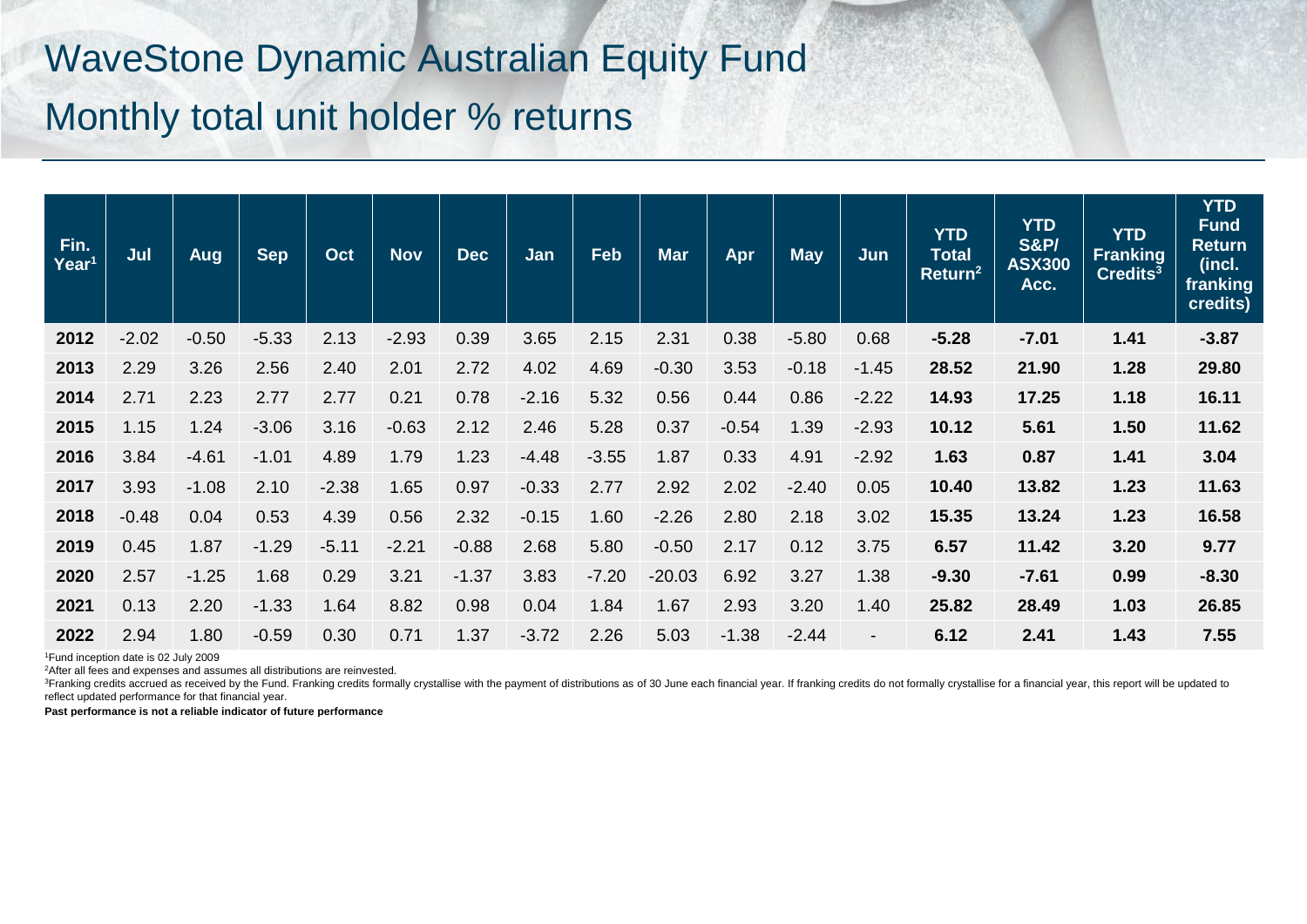# WaveStone Dynamic Australian Equity Fund

## Monthly total unit holder % returns

| Fin. Year[1] | Jul | Aug | Sep | Oct | Nov | Dec | Jan | Feb | Mar | Apr | May | Jun | YTD Total Return[2] | YTD S&P/ ASX300 Acc. | YTD Franking Credits[3] | YTD Fund Return (incl. franking credits) |
|---|---|---|---|---|---|---|---|---|---|---|---|---|---|---|---|---|
| **2012** | -2.02 | -0.50 | -5.33 | 2.13 | -2.93 | 0.39 | 3.65 | 2.15 | 2.31 | 0.38 | -5.80 | 0.68 | **-5.28** | **-7.01** | **1.41** | **-3.87** |
| **2013** | 2.29 | 3.26 | 2.56 | 2.40 | 2.01 | 2.72 | 4.02 | 4.69 | -0.30 | 3.53 | -0.18 | -1.45 | **28.52** | **21.90** | **1.28** | **29.80** |
| **2014** | 2.71 | 2.23 | 2.77 | 2.77 | 0.21 | 0.78 | -2.16 | 5.32 | 0.56 | 0.44 | 0.86 | -2.22 | **14.93** | **17.25** | **1.18** | **16.11** |
| **2015** | 1.15 | 1.24 | -3.06 | 3.16 | -0.63 | 2.12 | 2.46 | 5.28 | 0.37 | -0.54 | 1.39 | -2.93 | **10.12** | **5.61** | **1.50** | **11.62** |
| **2016** | 3.84 | -4.61 | -1.01 | 4.89 | 1.79 | 1.23 | -4.48 | -3.55 | 1.87 | 0.33 | 4.91 | -2.92 | **1.63** | **0.87** | **1.41** | **3.04** |
| **2017** | 3.93 | -1.08 | 2.10 | -2.38 | 1.65 | 0.97 | -0.33 | 2.77 | 2.92 | 2.02 | -2.40 | 0.05 | **10.40** | **13.82** | **1.23** | **11.63** |
| **2018** | -0.48 | 0.04 | 0.53 | 4.39 | 0.56 | 2.32 | -0.15 | 1.60 | -2.26 | 2.80 | 2.18 | 3.02 | **15.35** | **13.24** | **1.23** | **16.58** |
| **2019** | 0.45 | 1.87 | -1.29 | -5.11 | -2.21 | -0.88 | 2.68 | 5.80 | -0.50 | 2.17 | 0.12 | 3.75 | **6.57** | **11.42** | **3.20** | **9.77** |
| **2020** | 2.57 | -1.25 | 1.68 | 0.29 | 3.21 | -1.37 | 3.83 | -7.20 | -20.03 | 6.92 | 3.27 | 1.38 | **-9.30** | **-7.61** | **0.99** | **-8.30** |
| **2021** | 0.13 | 2.20 | -1.33 | 1.64 | 8.82 | 0.98 | 0.04 | 1.84 | 1.67 | 2.93 | 3.20 | 1.40 | **25.82** | **28.49** | **1.03** | **26.85** |
| **2022** | 2.94 | 1.80 | -0.59 | 0.30 | 0.71 | 1.37 | -3.72 | 2.26 | 5.03 | -1.38 | -2.44 | - | **6.12** | **2.41** | **1.43** | **7.55** |

[1]Fund inception date is 02 July 2009

[2]After all fees and expenses and assumes all distributions are reinvested.

[3]Franking credits accrued as received by the Fund. Franking credits formally crystallise with the payment of distributions as of 30 June each financial year. If franking credits do not formally crystallise for a financial year, this report will be updated to reflect updated performance for that financial year.

**Past performance is not a reliable indicator of future performance**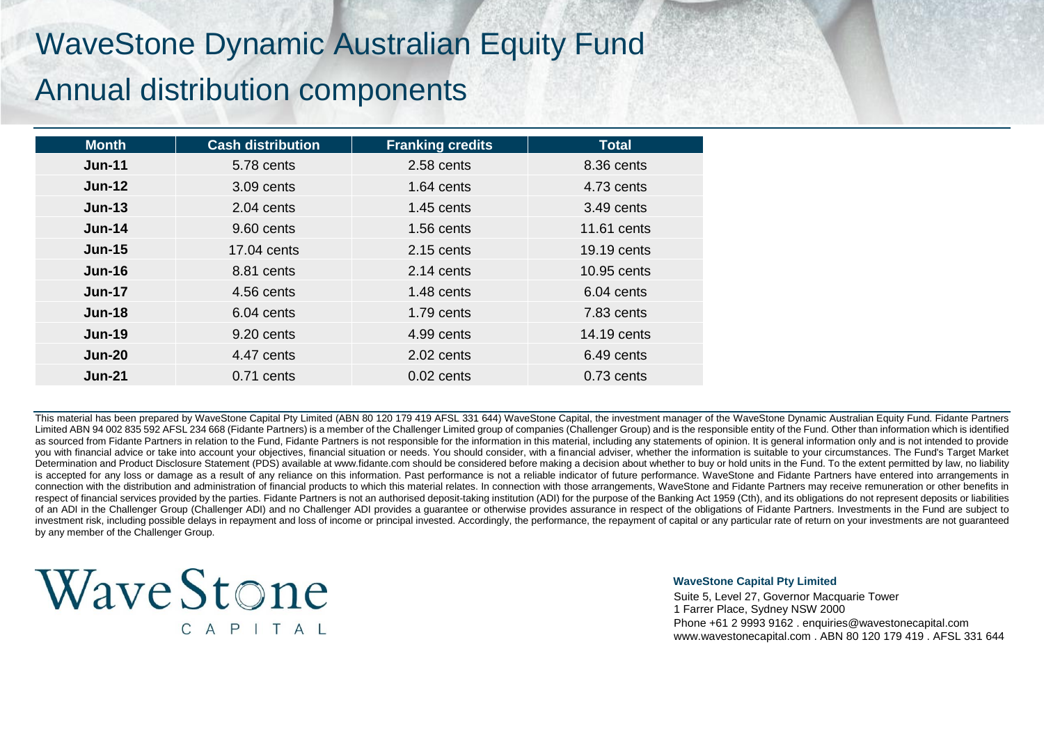# WaveStone Dynamic Australian Equity Fund

## Annual distribution components

| Month | Cash distribution | Franking credits | Total |
|---|---|---|---|
| **Jun-11** | 5.78 cents | 2.58 cents | 8.36 cents |
| **Jun-12** | 3.09 cents | 1.64 cents | 4.73 cents |
| **Jun-13** | 2.04 cents | 1.45 cents | 3.49 cents |
| **Jun-14** | 9.60 cents | 1.56 cents | 11.61 cents |
| **Jun-15** | 17.04 cents | 2.15 cents | 19.19 cents |
| **Jun-16** | 8.81 cents | 2.14 cents | 10.95 cents |
| **Jun-17** | 4.56 cents | 1.48 cents | 6.04 cents |
| **Jun-18** | 6.04 cents | 1.79 cents | 7.83 cents |
| **Jun-19** | 9.20 cents | 4.99 cents | 14.19 cents |
| **Jun-20** | 4.47 cents | 2.02 cents | 6.49 cents |
| **Jun-21** | 0.71 cents | 0.02 cents | 0.73 cents |

This material has been prepared by WaveStone Capital Pty Limited (ABN 80 120 179 419 AFSL 331 644) WaveStone Capital, the investment manager of the WaveStone Dynamic Australian Equity Fund. Fidante Partners Limited ABN 94 002 835 592 AFSL 234 668 (Fidante Partners) is a member of the Challenger Limited group of companies (Challenger Group) and is the responsible entity of the Fund. Other than information which is identified as sourced from Fidante Partners in relation to the Fund, Fidante Partners is not responsible for the information in this material, including any statements of opinion. It is general information only and is not intended to provide you with financial advice or take into account your objectives, financial situation or needs. You should consider, with a financial adviser, whether the information is suitable to your circumstances. The Fund's Target Market Determination and Product Disclosure Statement (PDS) available at www.fidante.com should be considered before making a decision about whether to buy or hold units in the Fund. To the extent permitted by law, no liability is accepted for any loss or damage as a result of any reliance on this information. Past performance is not a reliable indicator of future performance. WaveStone and Fidante Partners have entered into arrangements in connection with the distribution and administration of financial products to which this material relates. In connection with those arrangements, WaveStone and Fidante Partners may receive remuneration or other benefits in respect of financial services provided by the parties. Fidante Partners is not an authorised deposit-taking institution (ADI) for the purpose of the Banking Act 1959 (Cth), and its obligations do not represent deposits or liabilities of an ADI in the Challenger Group (Challenger ADI) and no Challenger ADI provides a guarantee or otherwise provides assurance in respect of the obligations of Fidante Partners. Investments in the Fund are subject to investment risk, including possible delays in repayment and loss of income or principal invested. Accordingly, the performance, the repayment of capital or any particular rate of return on your investments are not guaranteed by any member of the Challenger Group.

WaveStone CAPITAL

**WaveStone Capital Pty Limited**

Suite 5, Level 27, Governor Macquarie Tower
1 Farrer Place, Sydney NSW 2000
Phone +61 2 9993 9162 . enquiries@wavestonecapital.com
www.wavestonecapital.com . ABN 80 120 179 419 . AFSL 331 644